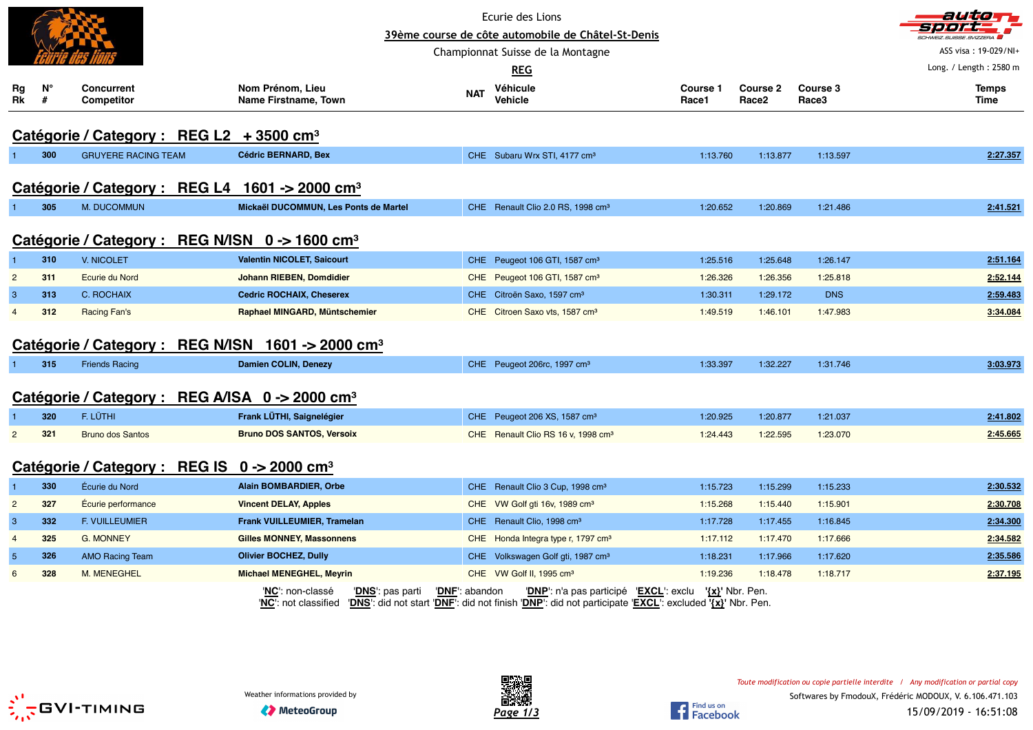Ecurie des Lions

**39ème course de côte automobile de Châtel-St-Denis**

Championnat Suisse de la Montagne

**REG**

ASS visa : 19-029/NI+

Long. / Length : 2580 m

## Catégorie / Category : REG L2 + 3500 cm³

| Rg Rk | N° # | Concurrent Competitor | Nom Prénom, Lieu Name Firstname, Town | NAT | Véhicule Vehicle | Course 1 Race1 | Course 2 Race2 | Course 3 Race3 | Temps Time |
|---|---|---|---|---|---|---|---|---|---|
| 1 | 300 | GRUYERE RACING TEAM | **Cédric BERNARD, Bex** | CHE | Subaru Wrx STI, 4177 cm³ | 1:13.760 | 1:13.877 | 1:13.597 | 2:27.357 |

## Catégorie / Category : REG L4 1601 -> 2000 cm³

| Rg Rk | N° # | Concurrent Competitor | Nom Prénom, Lieu Name Firstname, Town | NAT | Véhicule Vehicle | Course 1 Race1 | Course 2 Race2 | Course 3 Race3 | Temps Time |
|---|---|---|---|---|---|---|---|---|---|
| 1 | 305 | M. DUCOMMUN | **Mickaël DUCOMMUN, Les Ponts de Martel** | CHE | Renault Clio 2.0 RS, 1998 cm³ | 1:20.652 | 1:20.869 | 1:21.486 | 2:41.521 |

## Catégorie / Category : REG N/ISN 0 -> 1600 cm³

| Rg Rk | N° # | Concurrent Competitor | Nom Prénom, Lieu Name Firstname, Town | NAT | Véhicule Vehicle | Course 1 Race1 | Course 2 Race2 | Course 3 Race3 | Temps Time |
|---|---|---|---|---|---|---|---|---|---|
| 1 | 310 | V. NICOLET | **Valentin NICOLET, Saicourt** | CHE | Peugeot 106 GTI, 1587 cm³ | 1:25.516 | 1:25.648 | 1:26.147 | 2:51.164 |
| 2 | 311 | Ecurie du Nord | **Johann RIEBEN, Domdidier** | CHE | Peugeot 106 GTI, 1587 cm³ | 1:26.326 | 1:26.356 | 1:25.818 | 2:52.144 |
| 3 | 313 | C. ROCHAIX | **Cedric ROCHAIX, Cheserex** | CHE | Citroën Saxo, 1597 cm³ | 1:30.311 | 1:29.172 | DNS | 2:59.483 |
| 4 | 312 | Racing Fan's | **Raphael MINGARD, Müntschemier** | CHE | Citroen Saxo vts, 1587 cm³ | 1:49.519 | 1:46.101 | 1:47.983 | 3:34.084 |

## Catégorie / Category : REG N/ISN 1601 -> 2000 cm³

| Rg Rk | N° # | Concurrent Competitor | Nom Prénom, Lieu Name Firstname, Town | NAT | Véhicule Vehicle | Course 1 Race1 | Course 2 Race2 | Course 3 Race3 | Temps Time |
|---|---|---|---|---|---|---|---|---|---|
| 1 | 315 | Friends Racing | **Damien COLIN, Denezy** | CHE | Peugeot 206rc, 1997 cm³ | 1:33.397 | 1:32.227 | 1:31.746 | 3:03.973 |

## Catégorie / Category : REG A/ISA 0 -> 2000 cm³

| Rg Rk | N° # | Concurrent Competitor | Nom Prénom, Lieu Name Firstname, Town | NAT | Véhicule Vehicle | Course 1 Race1 | Course 2 Race2 | Course 3 Race3 | Temps Time |
|---|---|---|---|---|---|---|---|---|---|
| 1 | 320 | F. LÜTHI | **Frank LÜTHI, Saignelégier** | CHE | Peugeot 206 XS, 1587 cm³ | 1:20.925 | 1:20.877 | 1:21.037 | 2:41.802 |
| 2 | 321 | Bruno dos Santos | **Bruno DOS SANTOS, Versoix** | CHE | Renault Clio RS 16 v, 1998 cm³ | 1:24.443 | 1:22.595 | 1:23.070 | 2:45.665 |

## Catégorie / Category : REG IS 0 -> 2000 cm³

| Rg Rk | N° # | Concurrent Competitor | Nom Prénom, Lieu Name Firstname, Town | NAT | Véhicule Vehicle | Course 1 Race1 | Course 2 Race2 | Course 3 Race3 | Temps Time |
|---|---|---|---|---|---|---|---|---|---|
| 1 | 330 | Écurie du Nord | **Alain BOMBARDIER, Orbe** | CHE | Renault Clio 3 Cup, 1998 cm³ | 1:15.723 | 1:15.299 | 1:15.233 | 2:30.532 |
| 2 | 327 | Écurie performance | **Vincent DELAY, Apples** | CHE | VW Golf gti 16v, 1989 cm³ | 1:15.268 | 1:15.440 | 1:15.901 | 2:30.708 |
| 3 | 332 | F. VUILLEUMIER | **Frank VUILLEUMIER, Tramelan** | CHE | Renault Clio, 1998 cm³ | 1:17.728 | 1:17.455 | 1:16.845 | 2:34.300 |
| 4 | 325 | G. MONNEY | **Gilles MONNEY, Massonnens** | CHE | Honda Integra type r, 1797 cm³ | 1:17.112 | 1:17.470 | 1:17.666 | 2:34.582 |
| 5 | 326 | AMO Racing Team | **Olivier BOCHEZ, Dully** | CHE | Volkswagen Golf gti, 1987 cm³ | 1:18.231 | 1:17.966 | 1:17.620 | 2:35.586 |
| 6 | 328 | M. MENEGHEL | **Michael MENEGHEL, Meyrin** | CHE | VW Golf II, 1995 cm³ | 1:19.236 | 1:18.478 | 1:18.717 | 2:37.195 |

'**NC**': non-classé '**DNS**': pas parti '**DNF**': abandon '**DNP**': n'a pas participé '**EXCL**': exclu '**{x}**' Nbr. Pen.
'**NC**': not classified '**DNS**': did not start '**DNF**': did not finish '**DNP**': did not participate '**EXCL**': excluded '**{x}**' Nbr. Pen.

Weather informations provided by MeteoGroup

*Toute modification ou copie partielle interdite / Any modification or partial copy*

Softwares by FmodouX, Frédéric MODOUX, V. 6.106.471.103

15/09/2019 - 16:51:08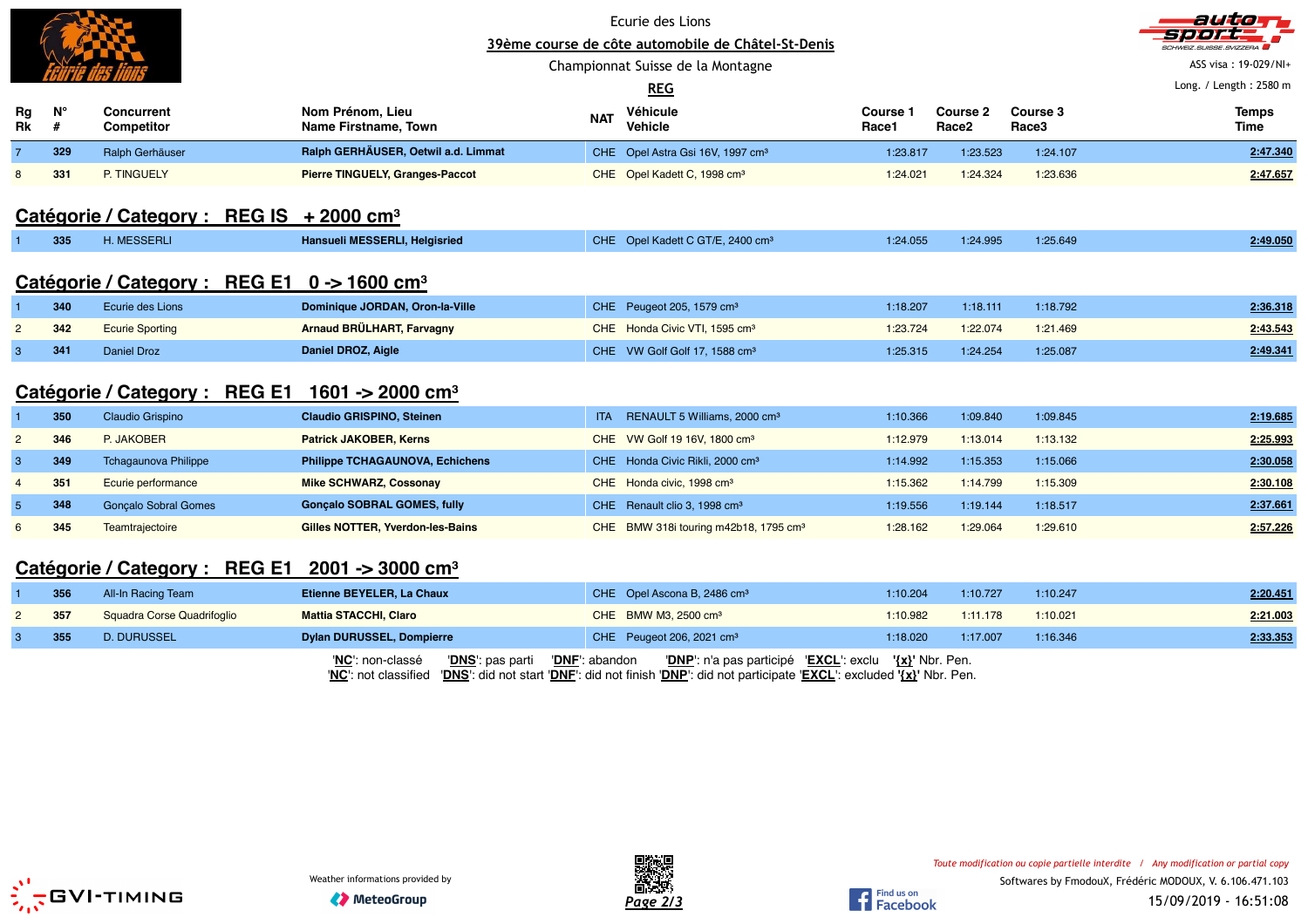Ecurie des Lions

39ème course de côte automobile de Châtel-St-Denis

Championnat Suisse de la Montagne

REG

ASS visa : 19-029/NI+

Long. / Length : 2580 m

| Rg Rk | N° # | Concurrent Competitor | Nom Prénom, Lieu Name Firstname, Town | NAT | Véhicule Vehicle | Course 1 Race1 | Course 2 Race2 | Course 3 Race3 | Temps Time |
|---|---|---|---|---|---|---|---|---|---|
| 7 | 329 | Ralph Gerhäuser | **Ralph GERHÄUSER, Oetwil a.d. Limmat** | CHE | Opel Astra Gsi 16V, 1997 cm³ | 1:23.817 | 1:23.523 | 1:24.107 | 2:47.340 |
| 8 | 331 | P. TINGUELY | **Pierre TINGUELY, Granges-Paccot** | CHE | Opel Kadett C, 1998 cm³ | 1:24.021 | 1:24.324 | 1:23.636 | 2:47.657 |

## Catégorie / Category : REG IS + 2000 cm³

| Rg Rk | N° # | Concurrent Competitor | Nom Prénom, Lieu Name Firstname, Town | NAT | Véhicule Vehicle | Course 1 Race1 | Course 2 Race2 | Course 3 Race3 | Temps Time |
|---|---|---|---|---|---|---|---|---|---|
| 1 | 335 | H. MESSERLI | **Hansueli MESSERLI, Helgisried** | CHE | Opel Kadett C GT/E, 2400 cm³ | 1:24.055 | 1:24.995 | 1:25.649 | 2:49.050 |

## Catégorie / Category : REG E1 0 -> 1600 cm³

| Rg Rk | N° # | Concurrent Competitor | Nom Prénom, Lieu Name Firstname, Town | NAT | Véhicule Vehicle | Course 1 Race1 | Course 2 Race2 | Course 3 Race3 | Temps Time |
|---|---|---|---|---|---|---|---|---|---|
| 1 | 340 | Ecurie des Lions | **Dominique JORDAN, Oron-la-Ville** | CHE | Peugeot 205, 1579 cm³ | 1:18.207 | 1:18.111 | 1:18.792 | 2:36.318 |
| 2 | 342 | Ecurie Sporting | **Arnaud BRÜLHART, Farvagny** | CHE | Honda Civic VTI, 1595 cm³ | 1:23.724 | 1:22.074 | 1:21.469 | 2:43.543 |
| 3 | 341 | Daniel Droz | **Daniel DROZ, Aigle** | CHE | VW Golf Golf 17, 1588 cm³ | 1:25.315 | 1:24.254 | 1:25.087 | 2:49.341 |

## Catégorie / Category : REG E1 1601 -> 2000 cm³

| Rg Rk | N° # | Concurrent Competitor | Nom Prénom, Lieu Name Firstname, Town | NAT | Véhicule Vehicle | Course 1 Race1 | Course 2 Race2 | Course 3 Race3 | Temps Time |
|---|---|---|---|---|---|---|---|---|---|
| 1 | 350 | Claudio Grispino | **Claudio GRISPINO, Steinen** | ITA | RENAULT 5 Williams, 2000 cm³ | 1:10.366 | 1:09.840 | 1:09.845 | 2:19.685 |
| 2 | 346 | P. JAKOBER | **Patrick JAKOBER, Kerns** | CHE | VW Golf 19 16V, 1800 cm³ | 1:12.979 | 1:13.014 | 1:13.132 | 2:25.993 |
| 3 | 349 | Tchagaunova Philippe | **Philippe TCHAGAUNOVA, Echichens** | CHE | Honda Civic Rikli, 2000 cm³ | 1:14.992 | 1:15.353 | 1:15.066 | 2:30.058 |
| 4 | 351 | Ecurie performance | **Mike SCHWARZ, Cossonay** | CHE | Honda civic, 1998 cm³ | 1:15.362 | 1:14.799 | 1:15.309 | 2:30.108 |
| 5 | 348 | Gonçalo Sobral Gomes | **Gonçalo SOBRAL GOMES, fully** | CHE | Renault clio 3, 1998 cm³ | 1:19.556 | 1:19.144 | 1:18.517 | 2:37.661 |
| 6 | 345 | Teamtrajectoire | **Gilles NOTTER, Yverdon-les-Bains** | CHE | BMW 318i touring m42b18, 1795 cm³ | 1:28.162 | 1:29.064 | 1:29.610 | 2:57.226 |

## Catégorie / Category : REG E1 2001 -> 3000 cm³

| Rg Rk | N° # | Concurrent Competitor | Nom Prénom, Lieu Name Firstname, Town | NAT | Véhicule Vehicle | Course 1 Race1 | Course 2 Race2 | Course 3 Race3 | Temps Time |
|---|---|---|---|---|---|---|---|---|---|
| 1 | 356 | All-In Racing Team | **Etienne BEYELER, La Chaux** | CHE | Opel Ascona B, 2486 cm³ | 1:10.204 | 1:10.727 | 1:10.247 | 2:20.451 |
| 2 | 357 | Squadra Corse Quadrifoglio | **Mattia STACCHI, Claro** | CHE | BMW M3, 2500 cm³ | 1:10.982 | 1:11.178 | 1:10.021 | 2:21.003 |
| 3 | 355 | D. DURUSSEL | **Dylan DURUSSEL, Dompierre** | CHE | Peugeot 206, 2021 cm³ | 1:18.020 | 1:17.007 | 1:16.346 | 2:33.353 |

'**NC**': non-classé '**DNS**': pas parti '**DNF**': abandon '**DNP**': n'a pas participé '**EXCL**': exclu '**{x}**' Nbr. Pen.
'**NC**': not classified '**DNS**': did not start '**DNF**': did not finish '**DNP**': did not participate '**EXCL**': excluded '**{x}**' Nbr. Pen.

Weather informations provided by MeteoGroup

*Toute modification ou copie partielle interdite / Any modification or partial copy*

Softwares by FmodouX, Frédéric MODOUX, V. 6.106.471.103

15/09/2019 - 16:51:08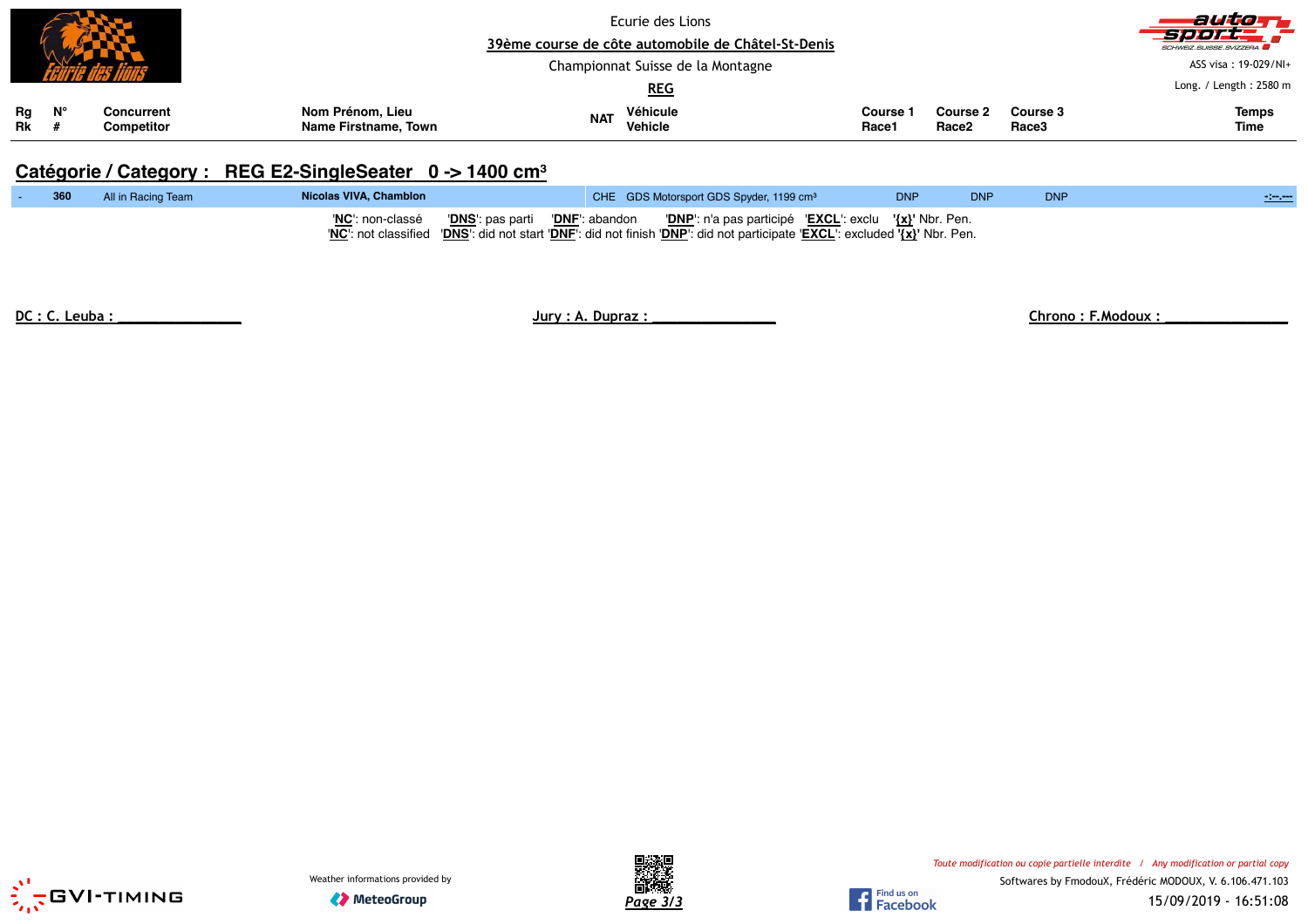Ecurie des Lions

39ème course de côte automobile de Châtel-St-Denis

Championnat Suisse de la Montagne

REG

ASS visa : 19-029/NI+

Long. / Length : 2580 m

## Catégorie / Category : REG E2-SingleSeater 0 -> 1400 cm³

| Rg Rk | N° # | Concurrent Competitor | Nom Prénom, Lieu Name Firstname, Town | NAT | Véhicule Vehicle | Course 1 Race1 | Course 2 Race2 | Course 3 Race3 | Temps Time |
|---|---|---|---|---|---|---|---|---|---|
| - | 360 | All in Racing Team | **Nicolas VIVA, Chamblon** | CHE | GDS Motorsport GDS Spyder, 1199 cm³ | DNP | DNP | DNP | -:--.--- |

'**NC**': non-classé '**DNS**': pas parti '**DNF**': abandon '**DNP**': n'a pas participé '**EXCL**': exclu '**{x}**' Nbr. Pen.
'**NC**': not classified '**DNS**': did not start '**DNF**': did not finish '**DNP**': did not participate '**EXCL**': excluded '**{x}**' Nbr. Pen.

**DC : C. Leuba : ________________** **Jury : A. Dupraz : ________________** **Chrono : F.Modoux : ________________**

Weather informations provided by MeteoGroup

*Toute modification ou copie partielle interdite / Any modification or partial copy*

Softwares by FmodouX, Frédéric MODOUX, V. 6.106.471.103

15/09/2019 - 16:51:08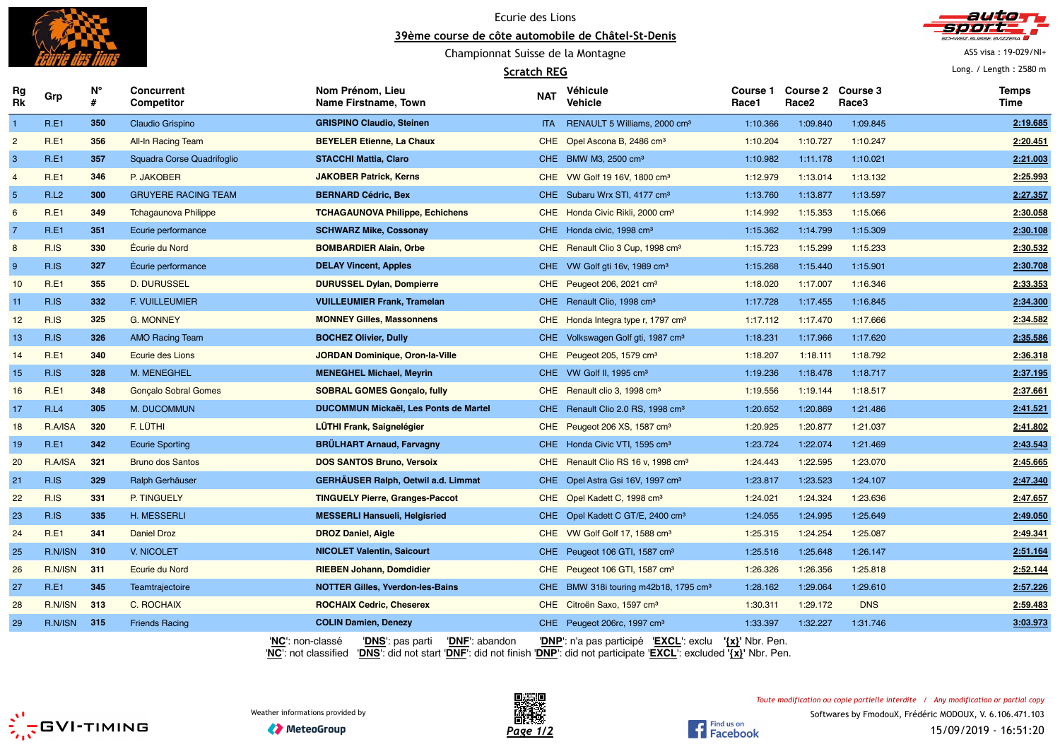Ecurie des Lions

## 39ème course de côte automobile de Châtel-St-Denis

Championnat Suisse de la Montagne

### Scratch REG

ASS visa : 19-029/NI+

Long. / Length : 2580 m

| Rg Rk | Grp | N° # | Concurrent Competitor | Nom Prénom, Lieu Name Firstname, Town | NAT | Véhicule Vehicle | Course 1 Race1 | Course 2 Race2 | Course 3 Race3 | Temps Time |
|---|---|---|---|---|---|---|---|---|---|---|
| 1 | R.E1 | 350 | Claudio Grispino | **GRISPINO Claudio, Steinen** | ITA | RENAULT 5 Williams, 2000 cm³ | 1:10.366 | 1:09.840 | 1:09.845 | **2:19.685** |
| 2 | R.E1 | 356 | All-In Racing Team | **BEYELER Etienne, La Chaux** | CHE | Opel Ascona B, 2486 cm³ | 1:10.204 | 1:10.727 | 1:10.247 | **2:20.451** |
| 3 | R.E1 | 357 | Squadra Corse Quadrifoglio | **STACCHI Mattia, Claro** | CHE | BMW M3, 2500 cm³ | 1:10.982 | 1:11.178 | 1:10.021 | **2:21.003** |
| 4 | R.E1 | 346 | P. JAKOBER | **JAKOBER Patrick, Kerns** | CHE | VW Golf 19 16V, 1800 cm³ | 1:12.979 | 1:13.014 | 1:13.132 | **2:25.993** |
| 5 | R.L2 | 300 | GRUYERE RACING TEAM | **BERNARD Cédric, Bex** | CHE | Subaru Wrx STI, 4177 cm³ | 1:13.760 | 1:13.877 | 1:13.597 | **2:27.357** |
| 6 | R.E1 | 349 | Tchagaunova Philippe | **TCHAGAUNOVA Philippe, Echichens** | CHE | Honda Civic Rikli, 2000 cm³ | 1:14.992 | 1:15.353 | 1:15.066 | **2:30.058** |
| 7 | R.E1 | 351 | Ecurie performance | **SCHWARZ Mike, Cossonay** | CHE | Honda civic, 1998 cm³ | 1:15.362 | 1:14.799 | 1:15.309 | **2:30.108** |
| 8 | R.IS | 330 | Écurie du Nord | **BOMBARDIER Alain, Orbe** | CHE | Renault Clio 3 Cup, 1998 cm³ | 1:15.723 | 1:15.299 | 1:15.233 | **2:30.532** |
| 9 | R.IS | 327 | Écurie performance | **DELAY Vincent, Apples** | CHE | VW Golf gti 16v, 1989 cm³ | 1:15.268 | 1:15.440 | 1:15.901 | **2:30.708** |
| 10 | R.E1 | 355 | D. DURUSSEL | **DURUSSEL Dylan, Dompierre** | CHE | Peugeot 206, 2021 cm³ | 1:18.020 | 1:17.007 | 1:16.346 | **2:33.353** |
| 11 | R.IS | 332 | F. VUILLEUMIER | **VUILLEUMIER Frank, Tramelan** | CHE | Renault Clio, 1998 cm³ | 1:17.728 | 1:17.455 | 1:16.845 | **2:34.300** |
| 12 | R.IS | 325 | G. MONNEY | **MONNEY Gilles, Massonnens** | CHE | Honda Integra type r, 1797 cm³ | 1:17.112 | 1:17.470 | 1:17.666 | **2:34.582** |
| 13 | R.IS | 326 | AMO Racing Team | **BOCHEZ Olivier, Dully** | CHE | Volkswagen Golf gti, 1987 cm³ | 1:18.231 | 1:17.966 | 1:17.620 | **2:35.586** |
| 14 | R.E1 | 340 | Ecurie des Lions | **JORDAN Dominique, Oron-la-Ville** | CHE | Peugeot 205, 1579 cm³ | 1:18.207 | 1:18.111 | 1:18.792 | **2:36.318** |
| 15 | R.IS | 328 | M. MENEGHEL | **MENEGHEL Michael, Meyrin** | CHE | VW Golf II, 1995 cm³ | 1:19.236 | 1:18.478 | 1:18.717 | **2:37.195** |
| 16 | R.E1 | 348 | Gonçalo Sobral Gomes | **SOBRAL GOMES Gonçalo, fully** | CHE | Renault clio 3, 1998 cm³ | 1:19.556 | 1:19.144 | 1:18.517 | **2:37.661** |
| 17 | R.L4 | 305 | M. DUCOMMUN | **DUCOMMUN Mickaël, Les Ponts de Martel** | CHE | Renault Clio 2.0 RS, 1998 cm³ | 1:20.652 | 1:20.869 | 1:21.486 | **2:41.521** |
| 18 | R.A/ISA | 320 | F. LÜTHI | **LÜTHI Frank, Saignelégier** | CHE | Peugeot 206 XS, 1587 cm³ | 1:20.925 | 1:20.877 | 1:21.037 | **2:41.802** |
| 19 | R.E1 | 342 | Ecurie Sporting | **BRÜLHART Arnaud, Farvagny** | CHE | Honda Civic VTI, 1595 cm³ | 1:23.724 | 1:22.074 | 1:21.469 | **2:43.543** |
| 20 | R.A/ISA | 321 | Bruno dos Santos | **DOS SANTOS Bruno, Versoix** | CHE | Renault Clio RS 16 v, 1998 cm³ | 1:24.443 | 1:22.595 | 1:23.070 | **2:45.665** |
| 21 | R.IS | 329 | Ralph Gerhäuser | **GERHÄUSER Ralph, Oetwil a.d. Limmat** | CHE | Opel Astra Gsi 16V, 1997 cm³ | 1:23.817 | 1:23.523 | 1:24.107 | **2:47.340** |
| 22 | R.IS | 331 | P. TINGUELY | **TINGUELY Pierre, Granges-Paccot** | CHE | Opel Kadett C, 1998 cm³ | 1:24.021 | 1:24.324 | 1:23.636 | **2:47.657** |
| 23 | R.IS | 335 | H. MESSERLI | **MESSERLI Hansueli, Helgisried** | CHE | Opel Kadett C GT/E, 2400 cm³ | 1:24.055 | 1:24.995 | 1:25.649 | **2:49.050** |
| 24 | R.E1 | 341 | Daniel Droz | **DROZ Daniel, Aigle** | CHE | VW Golf Golf 17, 1588 cm³ | 1:25.315 | 1:24.254 | 1:25.087 | **2:49.341** |
| 25 | R.N/ISN | 310 | V. NICOLET | **NICOLET Valentin, Saicourt** | CHE | Peugeot 106 GTI, 1587 cm³ | 1:25.516 | 1:25.648 | 1:26.147 | **2:51.164** |
| 26 | R.N/ISN | 311 | Ecurie du Nord | **RIEBEN Johann, Domdidier** | CHE | Peugeot 106 GTI, 1587 cm³ | 1:26.326 | 1:26.356 | 1:25.818 | **2:52.144** |
| 27 | R.E1 | 345 | Teamtrajectoire | **NOTTER Gilles, Yverdon-les-Bains** | CHE | BMW 318i touring m42b18, 1795 cm³ | 1:28.162 | 1:29.064 | 1:29.610 | **2:57.226** |
| 28 | R.N/ISN | 313 | C. ROCHAIX | **ROCHAIX Cedric, Cheserex** | CHE | Citroën Saxo, 1597 cm³ | 1:30.311 | 1:29.172 | DNS | **2:59.483** |
| 29 | R.N/ISN | 315 | Friends Racing | **COLIN Damien, Denezy** | CHE | Peugeot 206rc, 1997 cm³ | 1:33.397 | 1:32.227 | 1:31.746 | **3:03.973** |

'**NC**': non-classé '**DNS**': pas parti '**DNF**': abandon '**DNP**': n'a pas participé '**EXCL**': exclu '**{x}**' Nbr. Pen.
'**NC**': not classified '**DNS**': did not start '**DNF**': did not finish '**DNP**': did not participate '**EXCL**': excluded '**{x}**' Nbr. Pen.

Weather informations provided by MeteoGroup

*Toute modification ou copie partielle interdite / Any modification or partial copy*

Softwares by FmodouX, Frédéric MODOUX, V. 6.106.471.103

15/09/2019 - 16:51:20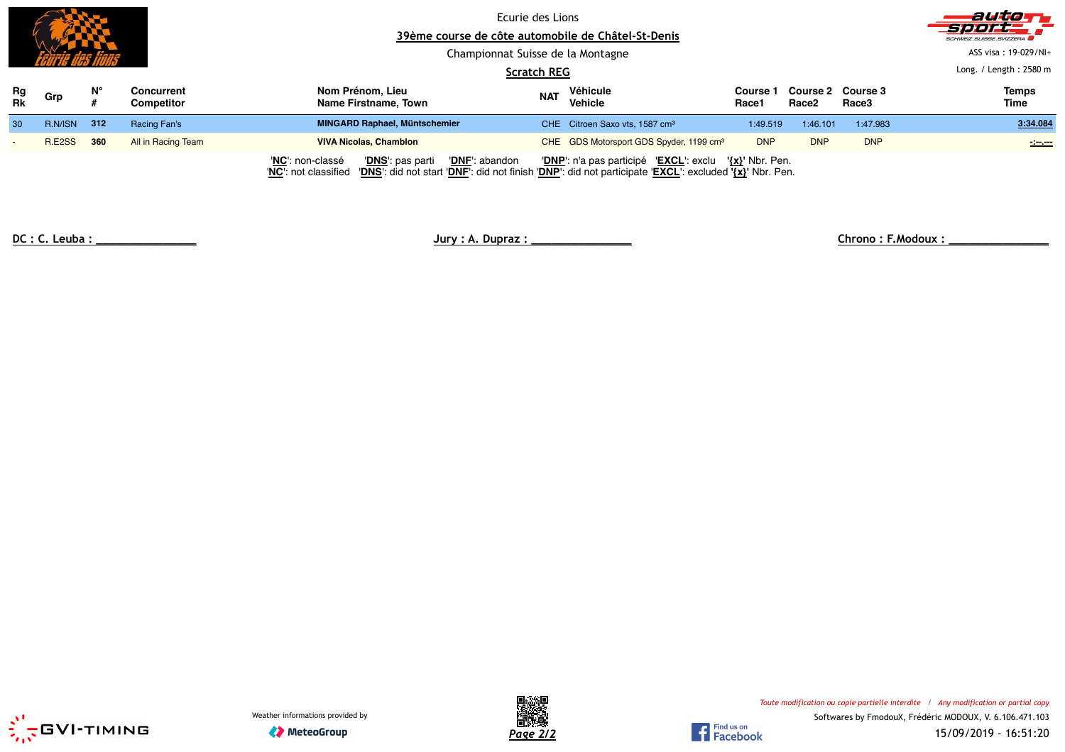Ecurie des Lions

## 39ème course de côte automobile de Châtel-St-Denis

Championnat Suisse de la Montagne

ASS visa : 19-029/NI+

Long. / Length : 2580 m

### Scratch REG

| Rg Rk | Grp | N° # | Concurrent Competitor | Nom Prénom, Lieu Name Firstname, Town | NAT | Véhicule Vehicle | Course 1 Race1 | Course 2 Race2 | Course 3 Race3 | Temps Time |
|---|---|---|---|---|---|---|---|---|---|---|
| 30 | R.N/ISN | 312 | Racing Fan's | MINGARD Raphael, Müntschemier | CHE | Citroen Saxo vts, 1587 cm³ | 1:49.519 | 1:46.101 | 1:47.983 | 3:34.084 |
| - | R.E2SS | 360 | All in Racing Team | VIVA Nicolas, Chamblon | CHE | GDS Motorsport GDS Spyder, 1199 cm³ | DNP | DNP | DNP | -:--.--- |

'NC': non-classé 'DNS': pas parti 'DNF': abandon 'DNP': n'a pas participé 'EXCL': exclu '{x}' Nbr. Pen.
'NC': not classified 'DNS': did not start 'DNF': did not finish 'DNP': did not participate 'EXCL': excluded '{x}' Nbr. Pen.

DC : C. Leuba : ________________ Jury : A. Dupraz : ________________ Chrono : F.Modoux : ________________

Weather informations provided by MeteoGroup

*Toute modification ou copie partielle interdite / Any modification or partial copy*

Softwares by FmodouX, Frédéric MODOUX, V. 6.106.471.103

15/09/2019 - 16:51:20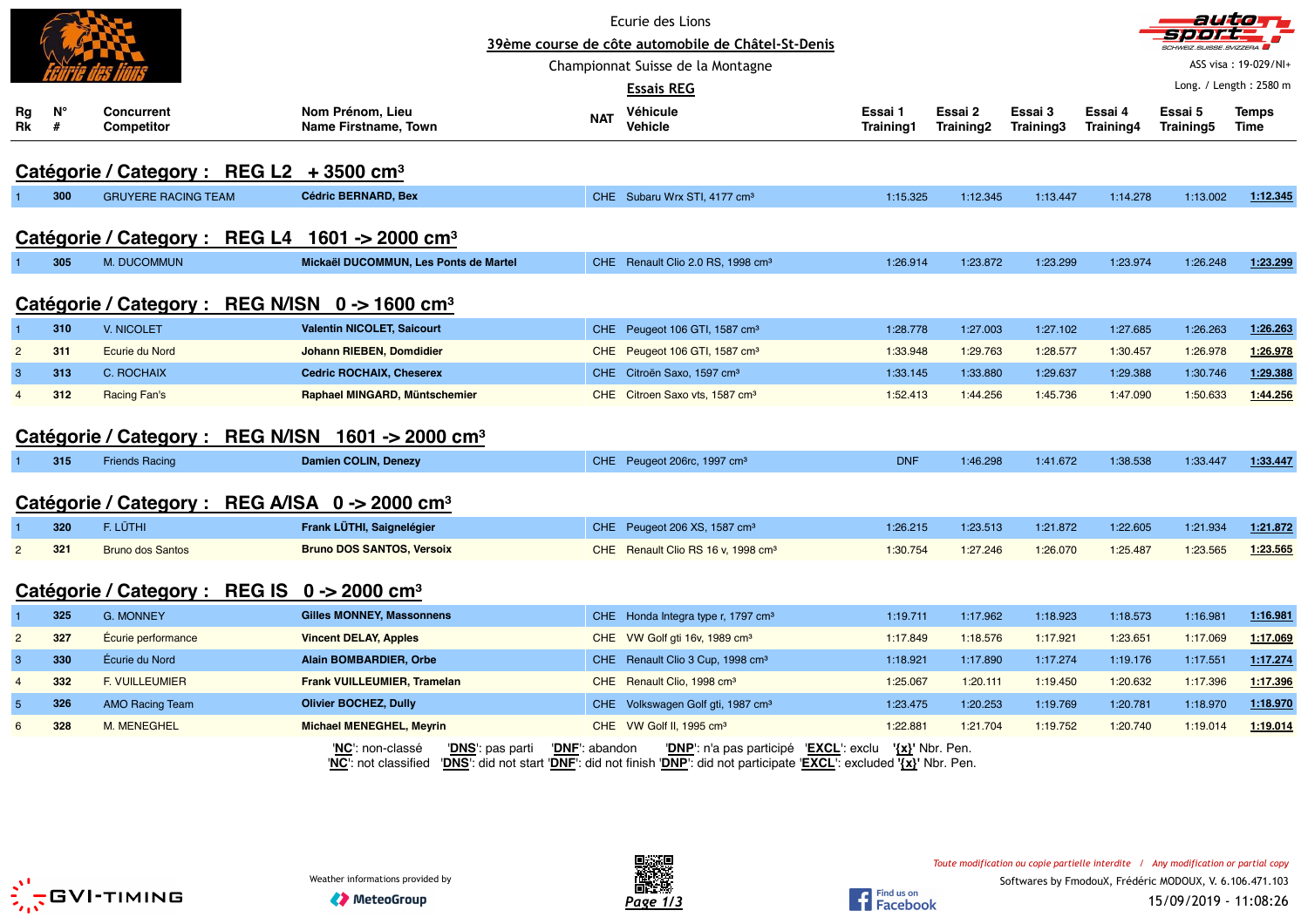Ecurie des Lions

**39ème course de côte automobile de Châtel-St-Denis**

Championnat Suisse de la Montagne

**Essais REG**

ASS visa : 19-029/NI+

Long. / Length : 2580 m

## Catégorie / Category : REG L2 + 3500 cm³

| Rg Rk | N° # | Concurrent Competitor | Nom Prénom, Lieu Name Firstname, Town | NAT | Véhicule Vehicle | Essai 1 Training1 | Essai 2 Training2 | Essai 3 Training3 | Essai 4 Training4 | Essai 5 Training5 | Temps Time |
|---|---|---|---|---|---|---|---|---|---|---|---|
| 1 | 300 | GRUYERE RACING TEAM | **Cédric BERNARD, Bex** | CHE | Subaru Wrx STI, 4177 cm³ | 1:15.325 | 1:12.345 | 1:13.447 | 1:14.278 | 1:13.002 | **1:12.345** |

## Catégorie / Category : REG L4 1601 -> 2000 cm³

| Rg Rk | N° # | Concurrent Competitor | Nom Prénom, Lieu Name Firstname, Town | NAT | Véhicule Vehicle | Essai 1 Training1 | Essai 2 Training2 | Essai 3 Training3 | Essai 4 Training4 | Essai 5 Training5 | Temps Time |
|---|---|---|---|---|---|---|---|---|---|---|---|
| 1 | 305 | M. DUCOMMUN | **Mickaël DUCOMMUN, Les Ponts de Martel** | CHE | Renault Clio 2.0 RS, 1998 cm³ | 1:26.914 | 1:23.872 | 1:23.299 | 1:23.974 | 1:26.248 | **1:23.299** |

## Catégorie / Category : REG N/ISN 0 -> 1600 cm³

| Rg Rk | N° # | Concurrent Competitor | Nom Prénom, Lieu Name Firstname, Town | NAT | Véhicule Vehicle | Essai 1 Training1 | Essai 2 Training2 | Essai 3 Training3 | Essai 4 Training4 | Essai 5 Training5 | Temps Time |
|---|---|---|---|---|---|---|---|---|---|---|---|
| 1 | 310 | V. NICOLET | **Valentin NICOLET, Saicourt** | CHE | Peugeot 106 GTI, 1587 cm³ | 1:28.778 | 1:27.003 | 1:27.102 | 1:27.685 | 1:26.263 | **1:26.263** |
| 2 | 311 | Ecurie du Nord | **Johann RIEBEN, Domdidier** | CHE | Peugeot 106 GTI, 1587 cm³ | 1:33.948 | 1:29.763 | 1:28.577 | 1:30.457 | 1:26.978 | **1:26.978** |
| 3 | 313 | C. ROCHAIX | **Cedric ROCHAIX, Cheserex** | CHE | Citroën Saxo, 1597 cm³ | 1:33.145 | 1:33.880 | 1:29.637 | 1:29.388 | 1:30.746 | **1:29.388** |
| 4 | 312 | Racing Fan's | **Raphael MINGARD, Müntschemier** | CHE | Citroen Saxo vts, 1587 cm³ | 1:52.413 | 1:44.256 | 1:45.736 | 1:47.090 | 1:50.633 | **1:44.256** |

## Catégorie / Category : REG N/ISN 1601 -> 2000 cm³

| Rg Rk | N° # | Concurrent Competitor | Nom Prénom, Lieu Name Firstname, Town | NAT | Véhicule Vehicle | Essai 1 Training1 | Essai 2 Training2 | Essai 3 Training3 | Essai 4 Training4 | Essai 5 Training5 | Temps Time |
|---|---|---|---|---|---|---|---|---|---|---|---|
| 1 | 315 | Friends Racing | **Damien COLIN, Denezy** | CHE | Peugeot 206rc, 1997 cm³ | DNF | 1:46.298 | 1:41.672 | 1:38.538 | 1:33.447 | **1:33.447** |

## Catégorie / Category : REG A/ISA 0 -> 2000 cm³

| Rg Rk | N° # | Concurrent Competitor | Nom Prénom, Lieu Name Firstname, Town | NAT | Véhicule Vehicle | Essai 1 Training1 | Essai 2 Training2 | Essai 3 Training3 | Essai 4 Training4 | Essai 5 Training5 | Temps Time |
|---|---|---|---|---|---|---|---|---|---|---|---|
| 1 | 320 | F. LÜTHI | **Frank LÜTHI, Saignelégier** | CHE | Peugeot 206 XS, 1587 cm³ | 1:26.215 | 1:23.513 | 1:21.872 | 1:22.605 | 1:21.934 | **1:21.872** |
| 2 | 321 | Bruno dos Santos | **Bruno DOS SANTOS, Versoix** | CHE | Renault Clio RS 16 v, 1998 cm³ | 1:30.754 | 1:27.246 | 1:26.070 | 1:25.487 | 1:23.565 | **1:23.565** |

## Catégorie / Category : REG IS 0 -> 2000 cm³

| Rg Rk | N° # | Concurrent Competitor | Nom Prénom, Lieu Name Firstname, Town | NAT | Véhicule Vehicle | Essai 1 Training1 | Essai 2 Training2 | Essai 3 Training3 | Essai 4 Training4 | Essai 5 Training5 | Temps Time |
|---|---|---|---|---|---|---|---|---|---|---|---|
| 1 | 325 | G. MONNEY | **Gilles MONNEY, Massonnens** | CHE | Honda Integra type r, 1797 cm³ | 1:19.711 | 1:17.962 | 1:18.923 | 1:18.573 | 1:16.981 | **1:16.981** |
| 2 | 327 | Écurie performance | **Vincent DELAY, Apples** | CHE | VW Golf gti 16v, 1989 cm³ | 1:17.849 | 1:18.576 | 1:17.921 | 1:23.651 | 1:17.069 | **1:17.069** |
| 3 | 330 | Écurie du Nord | **Alain BOMBARDIER, Orbe** | CHE | Renault Clio 3 Cup, 1998 cm³ | 1:18.921 | 1:17.890 | 1:17.274 | 1:19.176 | 1:17.551 | **1:17.274** |
| 4 | 332 | F. VUILLEUMIER | **Frank VUILLEUMIER, Tramelan** | CHE | Renault Clio, 1998 cm³ | 1:25.067 | 1:20.111 | 1:19.450 | 1:20.632 | 1:17.396 | **1:17.396** |
| 5 | 326 | AMO Racing Team | **Olivier BOCHEZ, Dully** | CHE | Volkswagen Golf gti, 1987 cm³ | 1:23.475 | 1:20.253 | 1:19.769 | 1:20.781 | 1:18.970 | **1:18.970** |
| 6 | 328 | M. MENEGHEL | **Michael MENEGHEL, Meyrin** | CHE | VW Golf II, 1995 cm³ | 1:22.881 | 1:21.704 | 1:19.752 | 1:20.740 | 1:19.014 | **1:19.014** |

'**NC**': non-classé '**DNS**': pas parti '**DNF**': abandon '**DNP**': n'a pas participé '**EXCL**': exclu '**{x}**' Nbr. Pen.
'**NC**': not classified '**DNS**': did not start '**DNF**': did not finish '**DNP**': did not participate '**EXCL**': excluded '**{x}**' Nbr. Pen.

Weather informations provided by MeteoGroup

*Toute modification ou copie partielle interdite / Any modification or partial copy*

Softwares by FmodouX, Frédéric MODOUX, V. 6.106.471.103

15/09/2019 - 11:08:26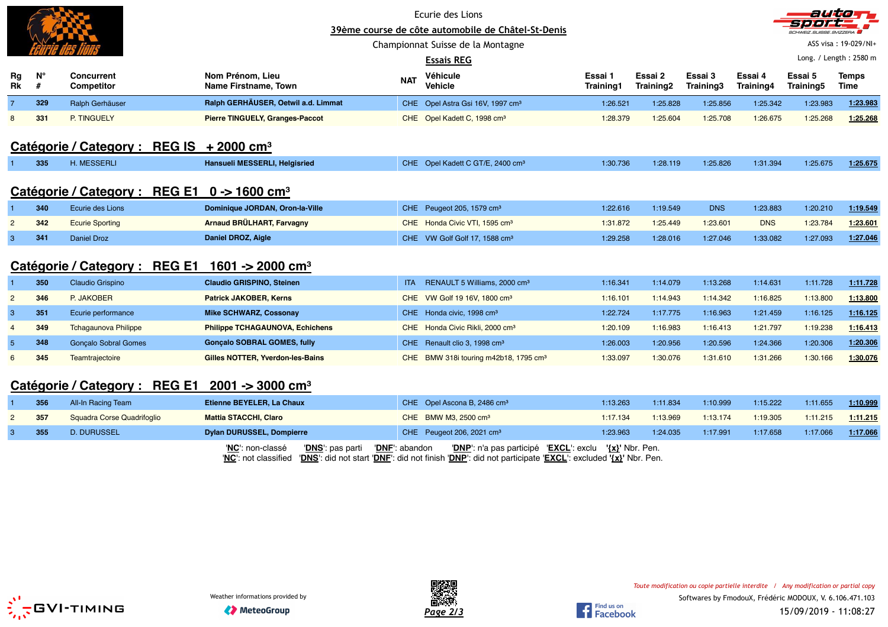Ecurie des Lions

39ème course de côte automobile de Châtel-St-Denis

Championnat Suisse de la Montagne

Essais REG

ASS visa : 19-029/NI+

Long. / Length : 2580 m

| Rg Rk | N° # | Concurrent Competitor | Nom Prénom, Lieu Name Firstname, Town | NAT | Véhicule Vehicle | Essai 1 Training1 | Essai 2 Training2 | Essai 3 Training3 | Essai 4 Training4 | Essai 5 Training5 | Temps Time |
|---|---|---|---|---|---|---|---|---|---|---|---|
| 7 | 329 | Ralph Gerhäuser | **Ralph GERHÄUSER, Oetwil a.d. Limmat** | CHE | Opel Astra Gsi 16V, 1997 cm³ | 1:26.521 | 1:25.828 | 1:25.856 | 1:25.342 | 1:23.983 | **1:23.983** |
| 8 | 331 | P. TINGUELY | **Pierre TINGUELY, Granges-Paccot** | CHE | Opel Kadett C, 1998 cm³ | 1:28.379 | 1:25.604 | 1:25.708 | 1:26.675 | 1:25.268 | **1:25.268** |

## Catégorie / Category : REG IS + 2000 cm³

| Rg Rk | N° # | Concurrent Competitor | Nom Prénom, Lieu Name Firstname, Town | NAT | Véhicule Vehicle | Essai 1 Training1 | Essai 2 Training2 | Essai 3 Training3 | Essai 4 Training4 | Essai 5 Training5 | Temps Time |
|---|---|---|---|---|---|---|---|---|---|---|---|
| 1 | 335 | H. MESSERLI | **Hansueli MESSERLI, Helgisried** | CHE | Opel Kadett C GT/E, 2400 cm³ | 1:30.736 | 1:28.119 | 1:25.826 | 1:31.394 | 1:25.675 | **1:25.675** |

## Catégorie / Category : REG E1 0 -> 1600 cm³

| Rg Rk | N° # | Concurrent Competitor | Nom Prénom, Lieu Name Firstname, Town | NAT | Véhicule Vehicle | Essai 1 Training1 | Essai 2 Training2 | Essai 3 Training3 | Essai 4 Training4 | Essai 5 Training5 | Temps Time |
|---|---|---|---|---|---|---|---|---|---|---|---|
| 1 | 340 | Ecurie des Lions | **Dominique JORDAN, Oron-la-Ville** | CHE | Peugeot 205, 1579 cm³ | 1:22.616 | 1:19.549 | DNS | 1:23.883 | 1:20.210 | **1:19.549** |
| 2 | 342 | Ecurie Sporting | **Arnaud BRÜLHART, Farvagny** | CHE | Honda Civic VTI, 1595 cm³ | 1:31.872 | 1:25.449 | 1:23.601 | DNS | 1:23.784 | **1:23.601** |
| 3 | 341 | Daniel Droz | **Daniel DROZ, Aigle** | CHE | VW Golf Golf 17, 1588 cm³ | 1:29.258 | 1:28.016 | 1:27.046 | 1:33.082 | 1:27.093 | **1:27.046** |

## Catégorie / Category : REG E1 1601 -> 2000 cm³

| Rg Rk | N° # | Concurrent Competitor | Nom Prénom, Lieu Name Firstname, Town | NAT | Véhicule Vehicle | Essai 1 Training1 | Essai 2 Training2 | Essai 3 Training3 | Essai 4 Training4 | Essai 5 Training5 | Temps Time |
|---|---|---|---|---|---|---|---|---|---|---|---|
| 1 | 350 | Claudio Grispino | **Claudio GRISPINO, Steinen** | ITA | RENAULT 5 Williams, 2000 cm³ | 1:16.341 | 1:14.079 | 1:13.268 | 1:14.631 | 1:11.728 | **1:11.728** |
| 2 | 346 | P. JAKOBER | **Patrick JAKOBER, Kerns** | CHE | VW Golf 19 16V, 1800 cm³ | 1:16.101 | 1:14.943 | 1:14.342 | 1:16.825 | 1:13.800 | **1:13.800** |
| 3 | 351 | Ecurie performance | **Mike SCHWARZ, Cossonay** | CHE | Honda civic, 1998 cm³ | 1:22.724 | 1:17.775 | 1:16.963 | 1:21.459 | 1:16.125 | **1:16.125** |
| 4 | 349 | Tchagaunova Philippe | **Philippe TCHAGAUNOVA, Echichens** | CHE | Honda Civic Rikli, 2000 cm³ | 1:20.109 | 1:16.983 | 1:16.413 | 1:21.797 | 1:19.238 | **1:16.413** |
| 5 | 348 | Gonçalo Sobral Gomes | **Gonçalo SOBRAL GOMES, fully** | CHE | Renault clio 3, 1998 cm³ | 1:26.003 | 1:20.956 | 1:20.596 | 1:24.366 | 1:20.306 | **1:20.306** |
| 6 | 345 | Teamtrajectoire | **Gilles NOTTER, Yverdon-les-Bains** | CHE | BMW 318i touring m42b18, 1795 cm³ | 1:33.097 | 1:30.076 | 1:31.610 | 1:31.266 | 1:30.166 | **1:30.076** |

## Catégorie / Category : REG E1 2001 -> 3000 cm³

| Rg Rk | N° # | Concurrent Competitor | Nom Prénom, Lieu Name Firstname, Town | NAT | Véhicule Vehicle | Essai 1 Training1 | Essai 2 Training2 | Essai 3 Training3 | Essai 4 Training4 | Essai 5 Training5 | Temps Time |
|---|---|---|---|---|---|---|---|---|---|---|---|
| 1 | 356 | All-In Racing Team | **Etienne BEYELER, La Chaux** | CHE | Opel Ascona B, 2486 cm³ | 1:13.263 | 1:11.834 | 1:10.999 | 1:15.222 | 1:11.655 | **1:10.999** |
| 2 | 357 | Squadra Corse Quadrifoglio | **Mattia STACCHI, Claro** | CHE | BMW M3, 2500 cm³ | 1:17.134 | 1:13.969 | 1:13.174 | 1:19.305 | 1:11.215 | **1:11.215** |
| 3 | 355 | D. DURUSSEL | **Dylan DURUSSEL, Dompierre** | CHE | Peugeot 206, 2021 cm³ | 1:23.963 | 1:24.035 | 1:17.991 | 1:17.658 | 1:17.066 | **1:17.066** |

'**NC**': non-classé '**DNS**': pas parti '**DNF**': abandon '**DNP**': n'a pas participé '**EXCL**': exclu '**{x}**' Nbr. Pen.
'**NC**': not classified '**DNS**': did not start '**DNF**': did not finish '**DNP**': did not participate '**EXCL**': excluded '**{x}**' Nbr. Pen.

Weather informations provided by MeteoGroup

*Toute modification ou copie partielle interdite / Any modification or partial copy*

Softwares by FmodouX, Frédéric MODOUX, V. 6.106.471.103

15/09/2019 - 11:08:27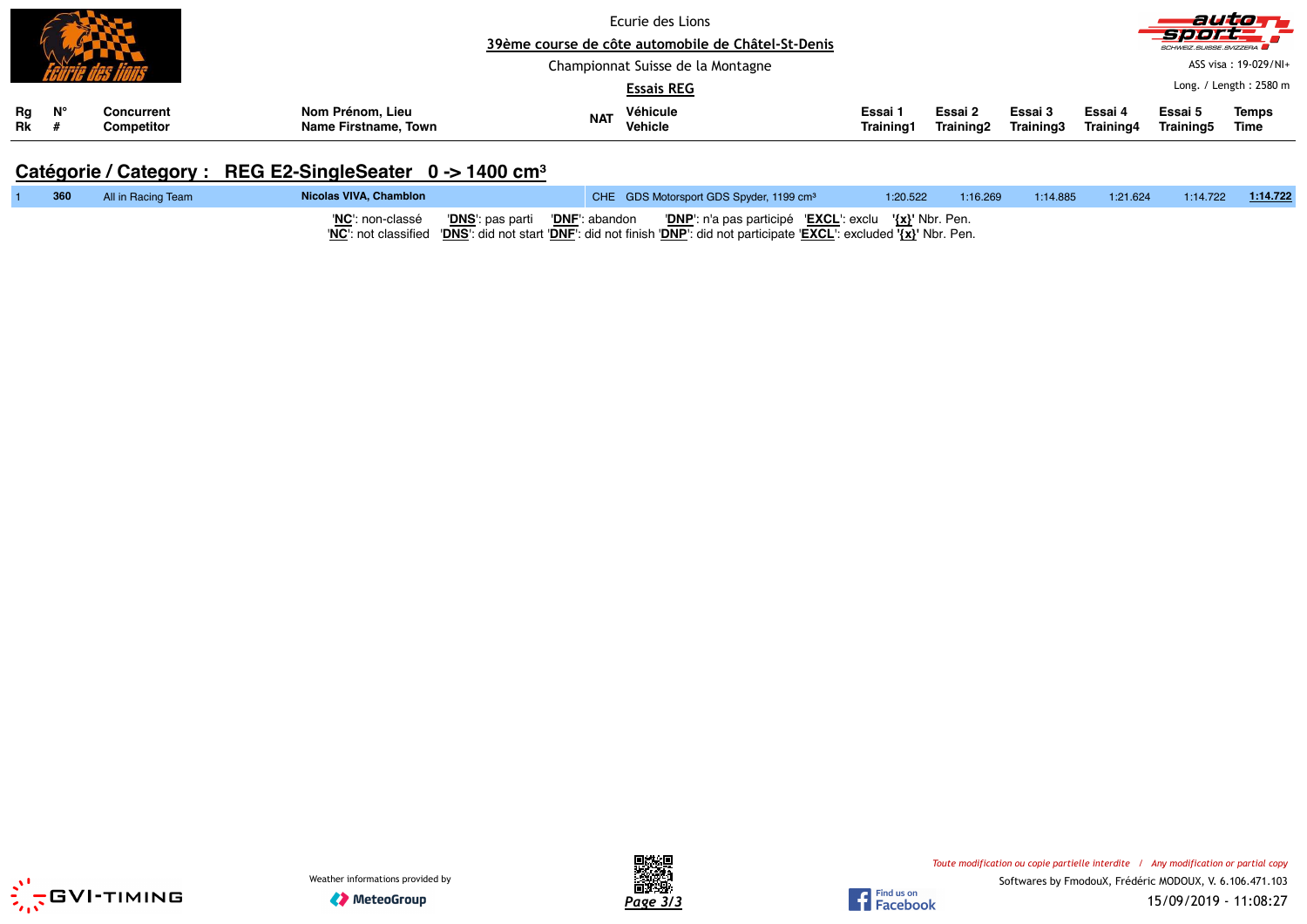Ecurie des Lions

**39ème course de côte automobile de Châtel-St-Denis**

Championnat Suisse de la Montagne

**Essais REG**

ASS visa : 19-029/NI+

Long. / Length : 2580 m

## Catégorie / Category : REG E2-SingleSeater 0 -> 1400 cm³

| Rg Rk | N° # | Concurrent Competitor | Nom Prénom, Lieu Name Firstname, Town | NAT | Véhicule Vehicle | Essai 1 Training1 | Essai 2 Training2 | Essai 3 Training3 | Essai 4 Training4 | Essai 5 Training5 | Temps Time |
|---|---|---|---|---|---|---|---|---|---|---|---|
| 1 | 360 | All in Racing Team | **Nicolas VIVA, Chamblon** | CHE | GDS Motorsport GDS Spyder, 1199 cm³ | 1:20.522 | 1:16.269 | 1:14.885 | 1:21.624 | 1:14.722 | **1:14.722** |

'**NC**': non-classé '**DNS**': pas parti '**DNF**': abandon '**DNP**': n'a pas participé '**EXCL**': exclu '**{x}**' Nbr. Pen.
'**NC**': not classified '**DNS**': did not start '**DNF**': did not finish '**DNP**': did not participate '**EXCL**': excluded '**{x}**' Nbr. Pen.

Weather informations provided by MeteoGroup

*Toute modification ou copie partielle interdite / Any modification or partial copy*

Softwares by FmodouX, Frédéric MODOUX, V. 6.106.471.103

15/09/2019 - 11:08:27